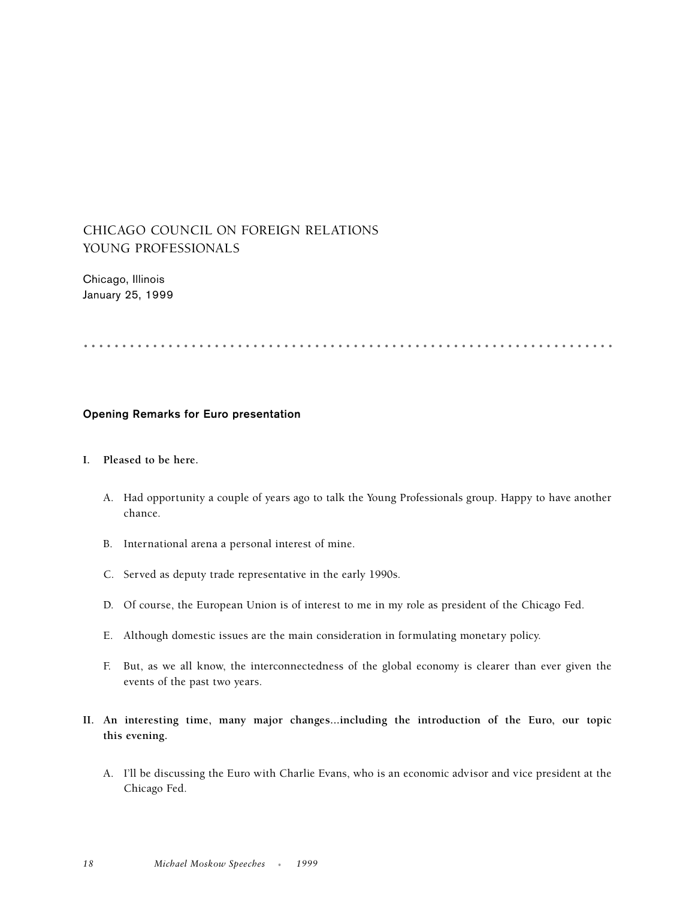# CHICAGO COUNCIL ON FOREIGN RELATIONS YOUNG PROFESSIONALS

Chicago, Illinois
January 25, 1999

## Opening Remarks for Euro presentation

**I. Pleased to be here.**

A. Had opportunity a couple of years ago to talk the Young Professionals group. Happy to have another chance.

B. International arena a personal interest of mine.

C. Served as deputy trade representative in the early 1990s.

D. Of course, the European Union is of interest to me in my role as president of the Chicago Fed.

E. Although domestic issues are the main consideration in formulating monetary policy.

F. But, as we all know, the interconnectedness of the global economy is clearer than ever given the events of the past two years.

**II. An interesting time, many major changes...including the introduction of the Euro, our topic this evening.**

A. I'll be discussing the Euro with Charlie Evans, who is an economic advisor and vice president at the Chicago Fed.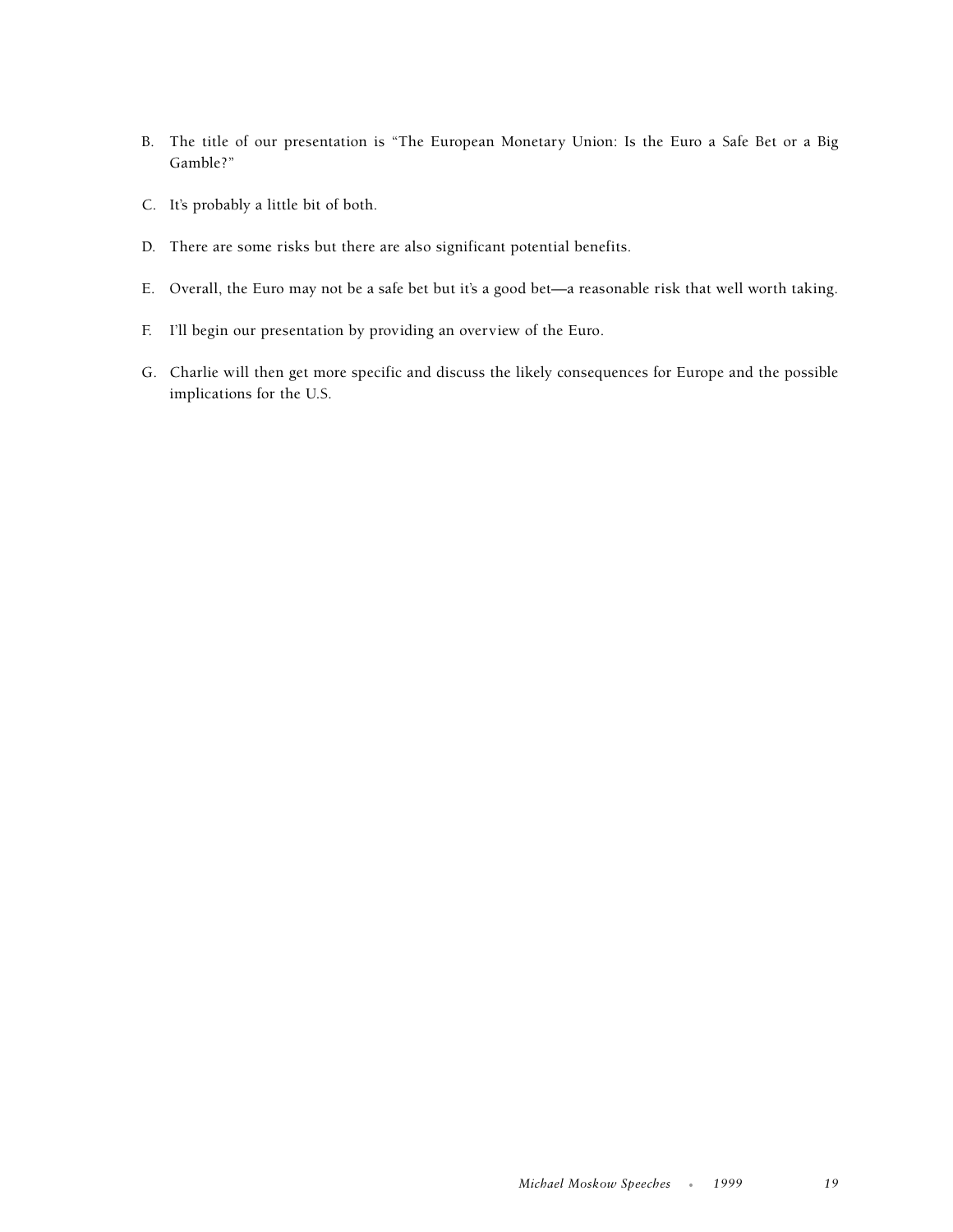B. The title of our presentation is “The European Monetary Union: Is the Euro a Safe Bet or a Big Gamble?”

C. It’s probably a little bit of both.

D. There are some risks but there are also significant potential benefits.

E. Overall, the Euro may not be a safe bet but it’s a good bet—a reasonable risk that well worth taking.

F. I’ll begin our presentation by providing an overview of the Euro.

G. Charlie will then get more specific and discuss the likely consequences for Europe and the possible implications for the U.S.